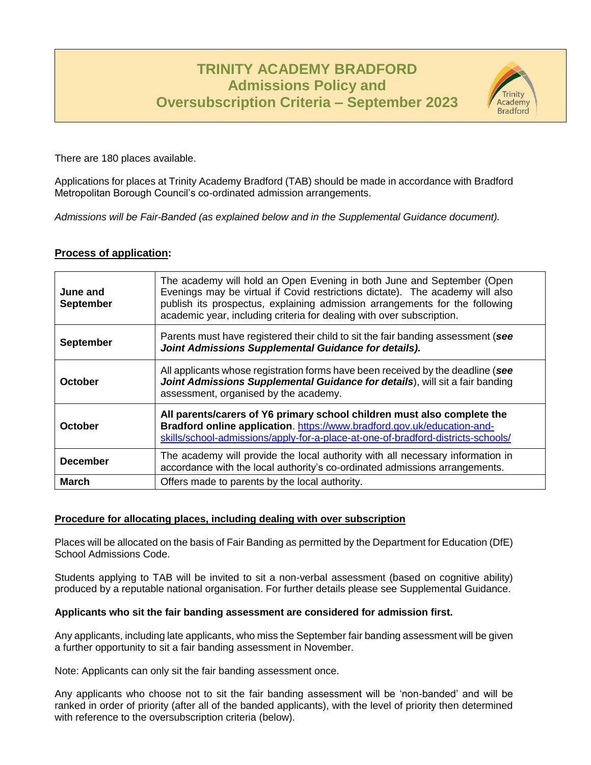# TRINITY ACADEMY BRADFORD
## Admissions Policy and Oversubscription Criteria – September 2023

There are 180 places available.

Applications for places at Trinity Academy Bradford (TAB) should be made in accordance with Bradford Metropolitan Borough Council's co-ordinated admission arrangements.

*Admissions will be Fair-Banded (as explained below and in the Supplemental Guidance document).*

### Process of application:

| | |
|---|---|
| **June and September** | The academy will hold an Open Evening in both June and September (Open Evenings may be virtual if Covid restrictions dictate). The academy will also publish its prospectus, explaining admission arrangements for the following academic year, including criteria for dealing with over subscription. |
| **September** | Parents must have registered their child to sit the fair banding assessment (***see Joint Admissions Supplemental Guidance for details).*** |
| **October** | All applicants whose registration forms have been received by the deadline (***see Joint Admissions Supplemental Guidance for details***), will sit a fair banding assessment, organised by the academy. |
| **October** | **All parents/carers of Y6 primary school children must also complete the Bradford online application**. https://www.bradford.gov.uk/education-and-skills/school-admissions/apply-for-a-place-at-one-of-bradford-districts-schools/ |
| **December** | The academy will provide the local authority with all necessary information in accordance with the local authority's co-ordinated admissions arrangements. |
| **March** | Offers made to parents by the local authority. |

### Procedure for allocating places, including dealing with over subscription

Places will be allocated on the basis of Fair Banding as permitted by the Department for Education (DfE) School Admissions Code.

Students applying to TAB will be invited to sit a non-verbal assessment (based on cognitive ability) produced by a reputable national organisation. For further details please see Supplemental Guidance.

**Applicants who sit the fair banding assessment are considered for admission first.**

Any applicants, including late applicants, who miss the September fair banding assessment will be given a further opportunity to sit a fair banding assessment in November.

Note: Applicants can only sit the fair banding assessment once.

Any applicants who choose not to sit the fair banding assessment will be 'non-banded' and will be ranked in order of priority (after all of the banded applicants), with the level of priority then determined with reference to the oversubscription criteria (below).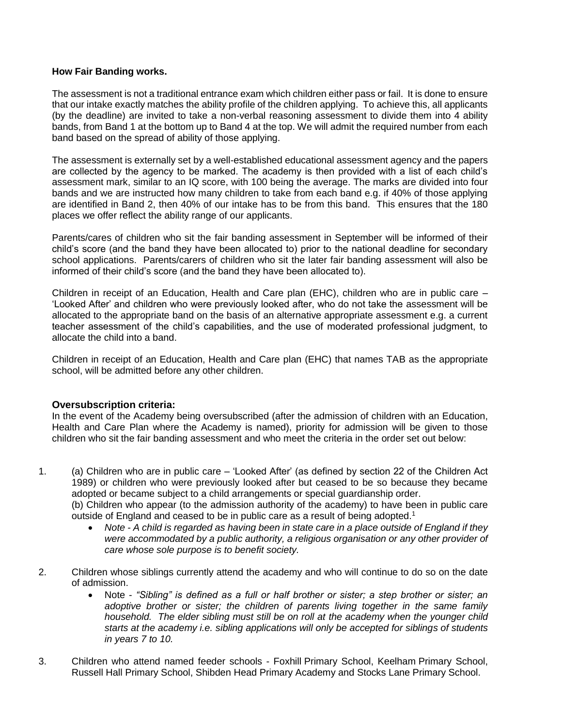**How Fair Banding works.**

The assessment is not a traditional entrance exam which children either pass or fail. It is done to ensure that our intake exactly matches the ability profile of the children applying. To achieve this, all applicants (by the deadline) are invited to take a non-verbal reasoning assessment to divide them into 4 ability bands, from Band 1 at the bottom up to Band 4 at the top. We will admit the required number from each band based on the spread of ability of those applying.

The assessment is externally set by a well-established educational assessment agency and the papers are collected by the agency to be marked. The academy is then provided with a list of each child's assessment mark, similar to an IQ score, with 100 being the average. The marks are divided into four bands and we are instructed how many children to take from each band e.g. if 40% of those applying are identified in Band 2, then 40% of our intake has to be from this band. This ensures that the 180 places we offer reflect the ability range of our applicants.

Parents/cares of children who sit the fair banding assessment in September will be informed of their child's score (and the band they have been allocated to) prior to the national deadline for secondary school applications. Parents/carers of children who sit the later fair banding assessment will also be informed of their child's score (and the band they have been allocated to).

Children in receipt of an Education, Health and Care plan (EHC), children who are in public care – 'Looked After' and children who were previously looked after, who do not take the assessment will be allocated to the appropriate band on the basis of an alternative appropriate assessment e.g. a current teacher assessment of the child's capabilities, and the use of moderated professional judgment, to allocate the child into a band.

Children in receipt of an Education, Health and Care plan (EHC) that names TAB as the appropriate school, will be admitted before any other children.

**Oversubscription criteria:**

In the event of the Academy being oversubscribed (after the admission of children with an Education, Health and Care Plan where the Academy is named), priority for admission will be given to those children who sit the fair banding assessment and who meet the criteria in the order set out below:

1. (a) Children who are in public care – 'Looked After' (as defined by section 22 of the Children Act 1989) or children who were previously looked after but ceased to be so because they became adopted or became subject to a child arrangements or special guardianship order.
   (b) Children who appear (to the admission authority of the academy) to have been in public care outside of England and ceased to be in public care as a result of being adopted.[1]
   - *Note - A child is regarded as having been in state care in a place outside of England if they were accommodated by a public authority, a religious organisation or any other provider of care whose sole purpose is to benefit society.*

2. Children whose siblings currently attend the academy and who will continue to do so on the date of admission.
   - Note - *"Sibling" is defined as a full or half brother or sister; a step brother or sister; an adoptive brother or sister; the children of parents living together in the same family household. The elder sibling must still be on roll at the academy when the younger child starts at the academy i.e. sibling applications will only be accepted for siblings of students in years 7 to 10.*

3. Children who attend named feeder schools - Foxhill Primary School, Keelham Primary School, Russell Hall Primary School, Shibden Head Primary Academy and Stocks Lane Primary School.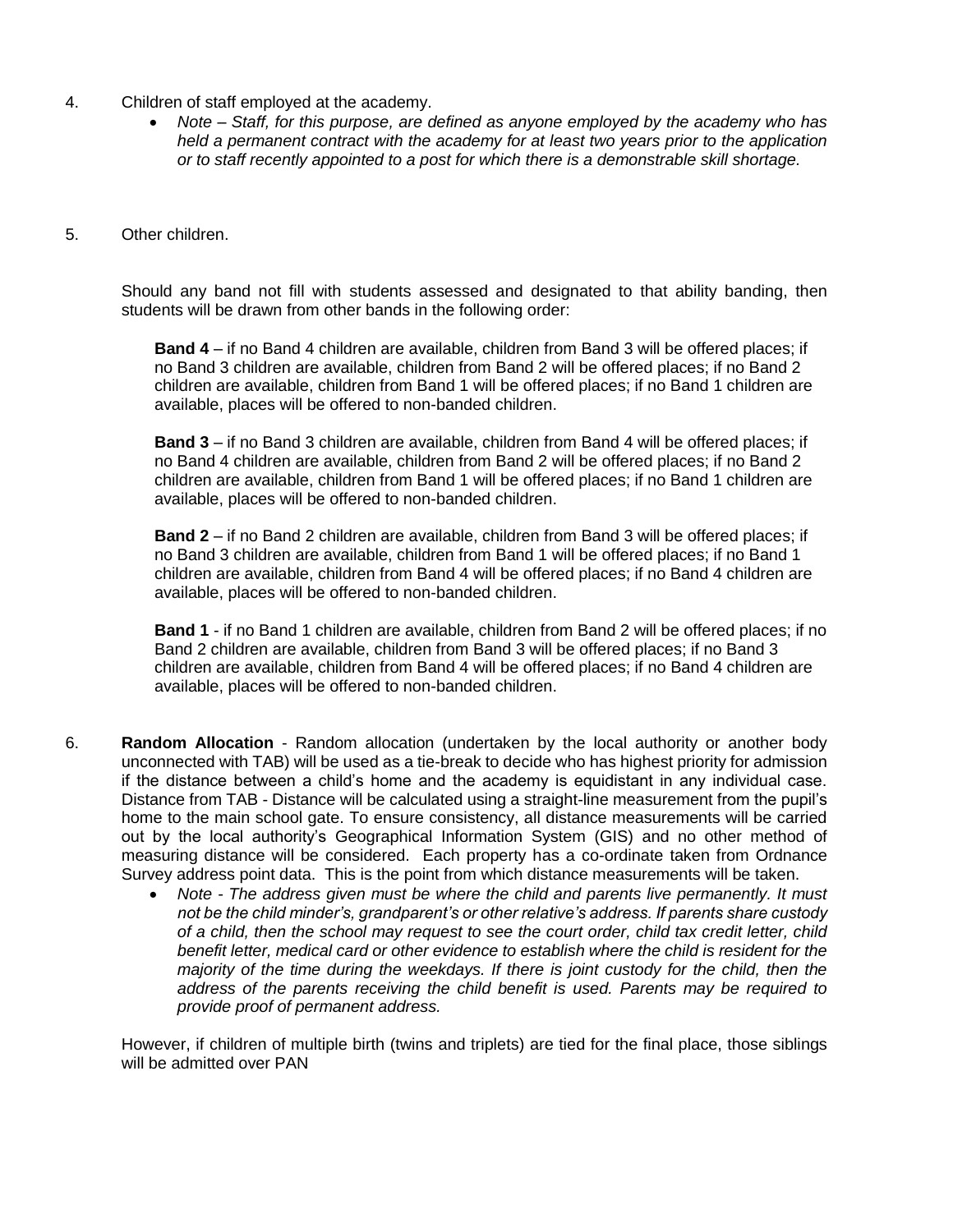4. Children of staff employed at the academy.
    - *Note – Staff, for this purpose, are defined as anyone employed by the academy who has held a permanent contract with the academy for at least two years prior to the application or to staff recently appointed to a post for which there is a demonstrable skill shortage.*

5. Other children.

   Should any band not fill with students assessed and designated to that ability banding, then students will be drawn from other bands in the following order:

   **Band 4** – if no Band 4 children are available, children from Band 3 will be offered places; if no Band 3 children are available, children from Band 2 will be offered places; if no Band 2 children are available, children from Band 1 will be offered places; if no Band 1 children are available, places will be offered to non-banded children.

   **Band 3** – if no Band 3 children are available, children from Band 4 will be offered places; if no Band 4 children are available, children from Band 2 will be offered places; if no Band 2 children are available, children from Band 1 will be offered places; if no Band 1 children are available, places will be offered to non-banded children.

   **Band 2** – if no Band 2 children are available, children from Band 3 will be offered places; if no Band 3 children are available, children from Band 1 will be offered places; if no Band 1 children are available, children from Band 4 will be offered places; if no Band 4 children are available, places will be offered to non-banded children.

   **Band 1** - if no Band 1 children are available, children from Band 2 will be offered places; if no Band 2 children are available, children from Band 3 will be offered places; if no Band 3 children are available, children from Band 4 will be offered places; if no Band 4 children are available, places will be offered to non-banded children.

6. **Random Allocation** - Random allocation (undertaken by the local authority or another body unconnected with TAB) will be used as a tie-break to decide who has highest priority for admission if the distance between a child's home and the academy is equidistant in any individual case. Distance from TAB - Distance will be calculated using a straight-line measurement from the pupil's home to the main school gate. To ensure consistency, all distance measurements will be carried out by the local authority's Geographical Information System (GIS) and no other method of measuring distance will be considered. Each property has a co-ordinate taken from Ordnance Survey address point data. This is the point from which distance measurements will be taken.
    - *Note - The address given must be where the child and parents live permanently. It must not be the child minder's, grandparent's or other relative's address. If parents share custody of a child, then the school may request to see the court order, child tax credit letter, child benefit letter, medical card or other evidence to establish where the child is resident for the majority of the time during the weekdays. If there is joint custody for the child, then the address of the parents receiving the child benefit is used. Parents may be required to provide proof of permanent address.*

   However, if children of multiple birth (twins and triplets) are tied for the final place, those siblings will be admitted over PAN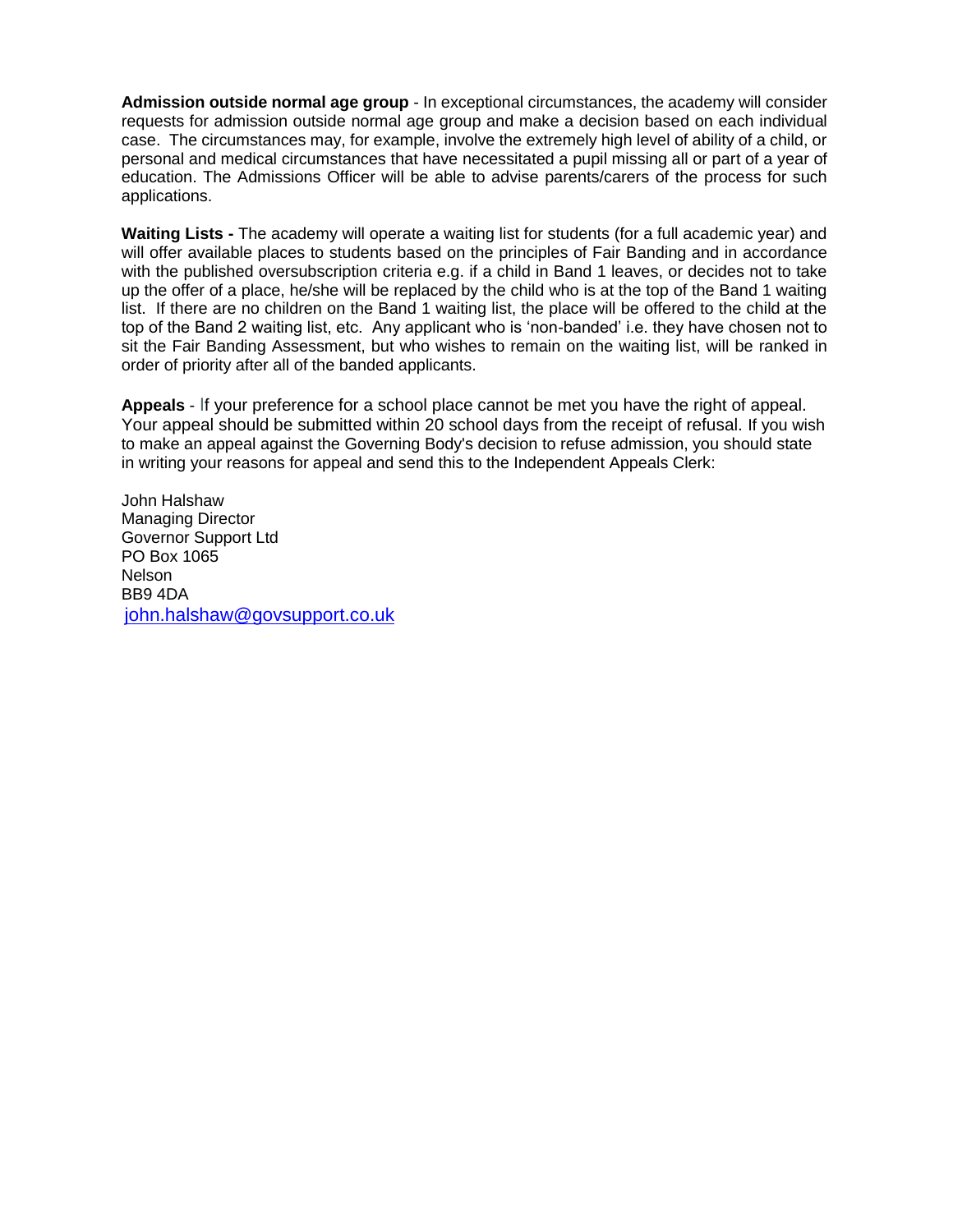**Admission outside normal age group** - In exceptional circumstances, the academy will consider requests for admission outside normal age group and make a decision based on each individual case. The circumstances may, for example, involve the extremely high level of ability of a child, or personal and medical circumstances that have necessitated a pupil missing all or part of a year of education. The Admissions Officer will be able to advise parents/carers of the process for such applications.

**Waiting Lists -** The academy will operate a waiting list for students (for a full academic year) and will offer available places to students based on the principles of Fair Banding and in accordance with the published oversubscription criteria e.g. if a child in Band 1 leaves, or decides not to take up the offer of a place, he/she will be replaced by the child who is at the top of the Band 1 waiting list. If there are no children on the Band 1 waiting list, the place will be offered to the child at the top of the Band 2 waiting list, etc. Any applicant who is 'non-banded' i.e. they have chosen not to sit the Fair Banding Assessment, but who wishes to remain on the waiting list, will be ranked in order of priority after all of the banded applicants.

**Appeals** - If your preference for a school place cannot be met you have the right of appeal. Your appeal should be submitted within 20 school days from the receipt of refusal. If you wish to make an appeal against the Governing Body's decision to refuse admission, you should state in writing your reasons for appeal and send this to the Independent Appeals Clerk:

John Halshaw
Managing Director
Governor Support Ltd
PO Box 1065
Nelson
BB9 4DA
john.halshaw@govsupport.co.uk